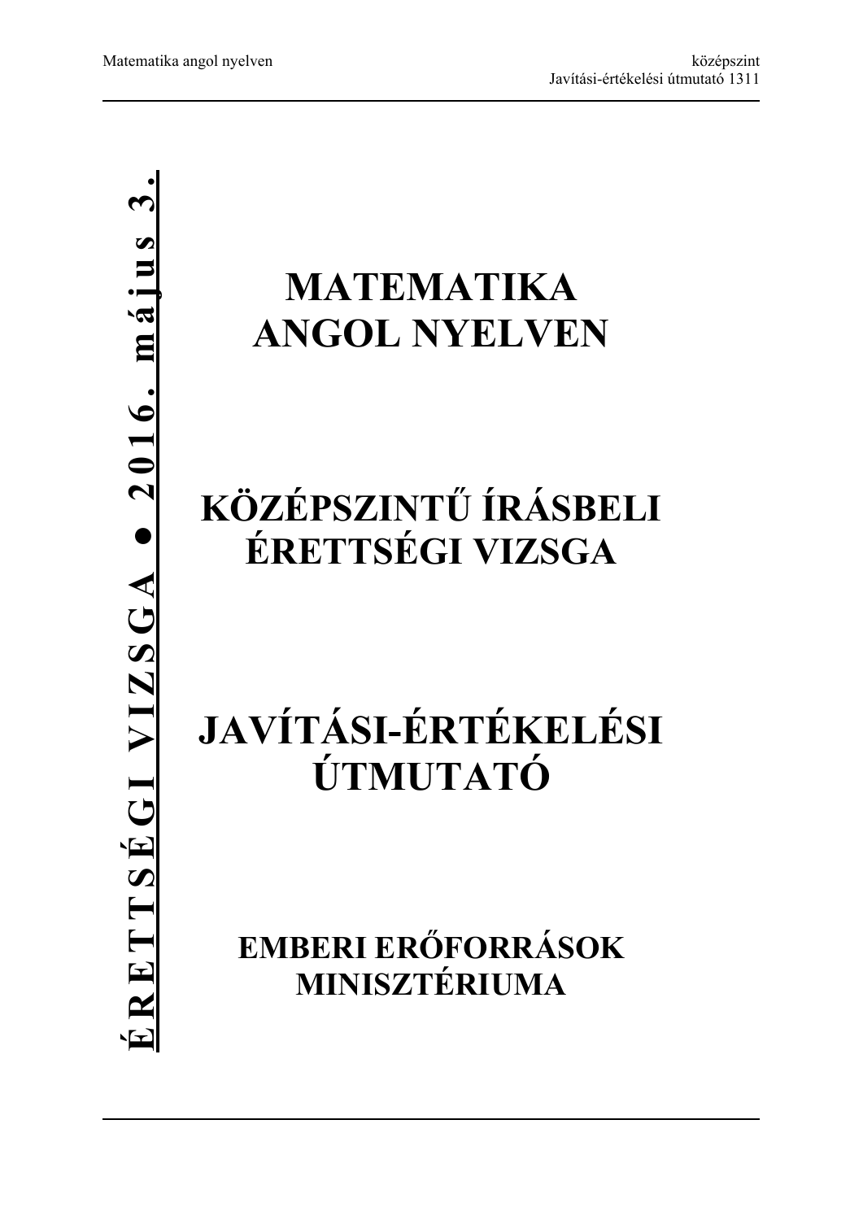**ÉRETTSÉGI VIZSGA • 2016. május 3.**

# MATEMATIKA ANGOL NYELVEN

# KÖZÉPSZINTŰ ÍRÁSBELI ÉRETTSÉGI VIZSGA

# JAVÍTÁSI-ÉRTÉKELÉSI ÚTMUTATÓ

## EMBERI ERŐFORRÁSOK MINISZTÉRIUMA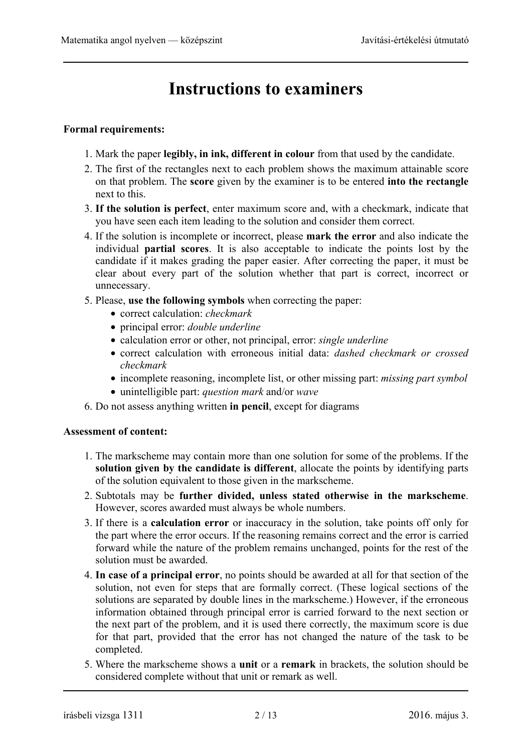# Instructions to examiners

**Formal requirements:**

1. Mark the paper **legibly, in ink, different in colour** from that used by the candidate.
2. The first of the rectangles next to each problem shows the maximum attainable score on that problem. The **score** given by the examiner is to be entered **into the rectangle** next to this.
3. **If the solution is perfect**, enter maximum score and, with a checkmark, indicate that you have seen each item leading to the solution and consider them correct.
4. If the solution is incomplete or incorrect, please **mark the error** and also indicate the individual **partial scores**. It is also acceptable to indicate the points lost by the candidate if it makes grading the paper easier. After correcting the paper, it must be clear about every part of the solution whether that part is correct, incorrect or unnecessary.
5. Please, **use the following symbols** when correcting the paper:
   - correct calculation: *checkmark*
   - principal error: *double underline*
   - calculation error or other, not principal, error: *single underline*
   - correct calculation with erroneous initial data: *dashed checkmark or crossed checkmark*
   - incomplete reasoning, incomplete list, or other missing part: *missing part symbol*
   - unintelligible part: *question mark* and/or *wave*
6. Do not assess anything written **in pencil**, except for diagrams

**Assessment of content:**

1. The markscheme may contain more than one solution for some of the problems. If the **solution given by the candidate is different**, allocate the points by identifying parts of the solution equivalent to those given in the markscheme.
2. Subtotals may be **further divided, unless stated otherwise in the markscheme**. However, scores awarded must always be whole numbers.
3. If there is a **calculation error** or inaccuracy in the solution, take points off only for the part where the error occurs. If the reasoning remains correct and the error is carried forward while the nature of the problem remains unchanged, points for the rest of the solution must be awarded.
4. **In case of a principal error**, no points should be awarded at all for that section of the solution, not even for steps that are formally correct. (These logical sections of the solutions are separated by double lines in the markscheme.) However, if the erroneous information obtained through principal error is carried forward to the next section or the next part of the problem, and it is used there correctly, the maximum score is due for that part, provided that the error has not changed the nature of the task to be completed.
5. Where the markscheme shows a **unit** or a **remark** in brackets, the solution should be considered complete without that unit or remark as well.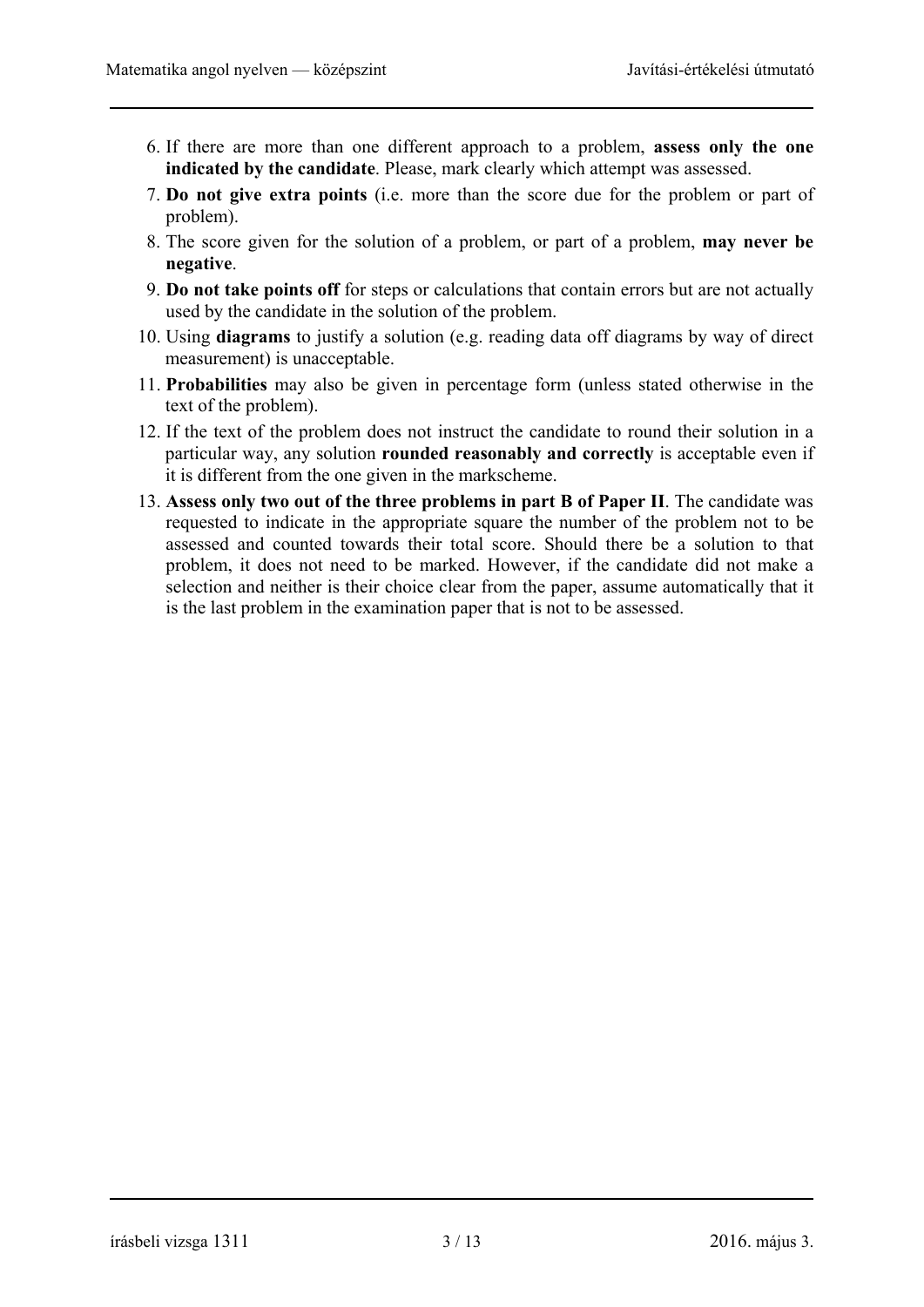6. If there are more than one different approach to a problem, **assess only the one indicated by the candidate**. Please, mark clearly which attempt was assessed.
7. **Do not give extra points** (i.e. more than the score due for the problem or part of problem).
8. The score given for the solution of a problem, or part of a problem, **may never be negative**.
9. **Do not take points off** for steps or calculations that contain errors but are not actually used by the candidate in the solution of the problem.
10. Using **diagrams** to justify a solution (e.g. reading data off diagrams by way of direct measurement) is unacceptable.
11. **Probabilities** may also be given in percentage form (unless stated otherwise in the text of the problem).
12. If the text of the problem does not instruct the candidate to round their solution in a particular way, any solution **rounded reasonably and correctly** is acceptable even if it is different from the one given in the markscheme.
13. **Assess only two out of the three problems in part B of Paper II**. The candidate was requested to indicate in the appropriate square the number of the problem not to be assessed and counted towards their total score. Should there be a solution to that problem, it does not need to be marked. However, if the candidate did not make a selection and neither is their choice clear from the paper, assume automatically that it is the last problem in the examination paper that is not to be assessed.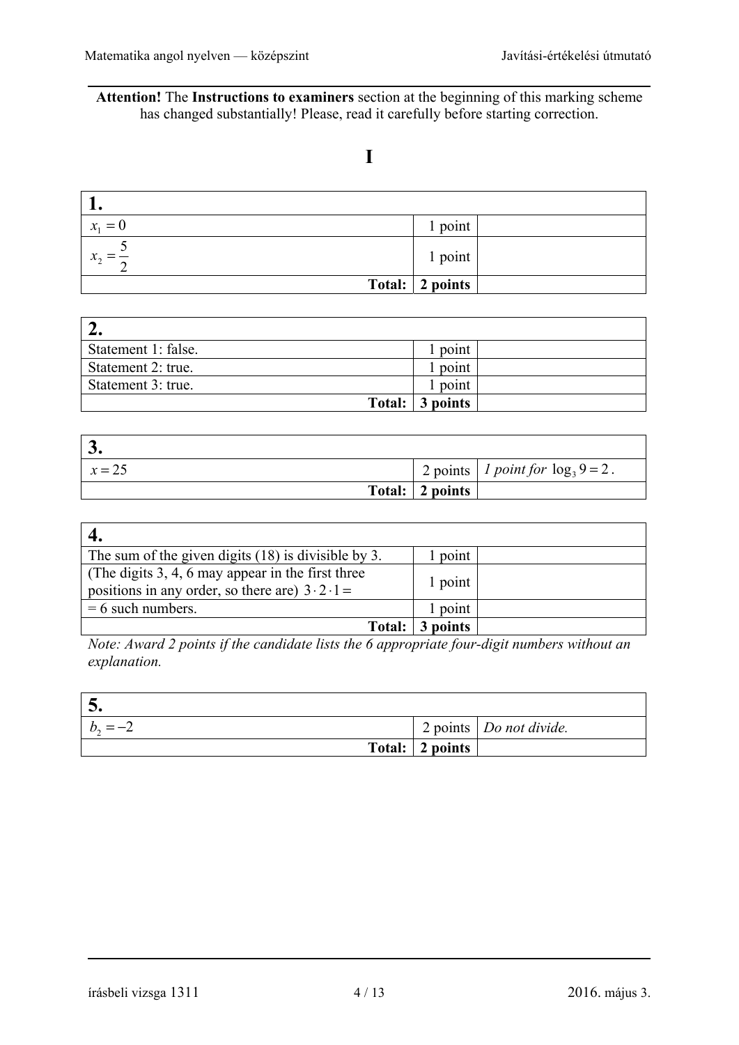**Attention!** The **Instructions to examiners** section at the beginning of this marking scheme has changed substantially! Please, read it carefully before starting correction.

# I

| 1. | | |
|---|---|---|
| $x_1 = 0$ | 1 point | |
| $x_2 = \frac{5}{2}$ | 1 point | |
| **Total:** | **2 points** | |

| 2. | | |
|---|---|---|
| Statement 1: false. | 1 point | |
| Statement 2: true. | 1 point | |
| Statement 3: true. | 1 point | |
| **Total:** | **3 points** | |

| 3. | | |
|---|---|---|
| $x = 25$ | 2 points | *1 point for* $\log_3 9 = 2$. |
| **Total:** | **2 points** | |

| 4. | | |
|---|---|---|
| The sum of the given digits (18) is divisible by 3. | 1 point | |
| (The digits 3, 4, 6 may appear in the first three positions in any order, so there are) $3 \cdot 2 \cdot 1 =$ | 1 point | |
| = 6 such numbers. | 1 point | |
| **Total:** | **3 points** | |

*Note: Award 2 points if the candidate lists the 6 appropriate four-digit numbers without an explanation.*

| 5. | | |
|---|---|---|
| $b_2 = -2$ | 2 points | *Do not divide.* |
| **Total:** | **2 points** | |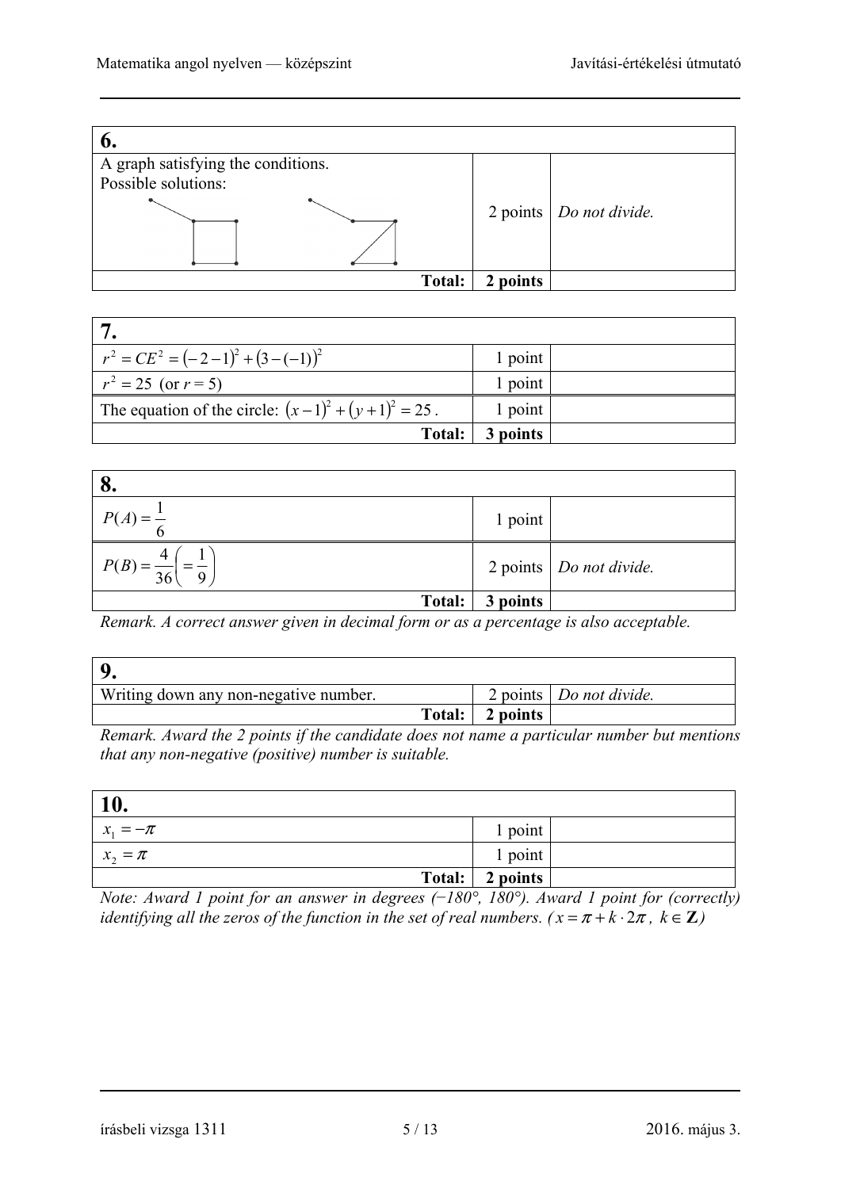| 6. | | |
|---|---|---|
| A graph satisfying the conditions.<br>Possible solutions: | 2 points | *Do not divide.* |
| **Total:** | **2 points** | |

| 7. | | |
|---|---|---|
| $r^2 = CE^2 = (-2-1)^2 + (3-(-1))^2$ | 1 point | |
| $r^2 = 25$ (or $r = 5$) | 1 point | |
| The equation of the circle: $(x-1)^2 + (y+1)^2 = 25$. | 1 point | |
| **Total:** | **3 points** | |

| 8. | | |
|---|---|---|
| $P(A) = \frac{1}{6}$ | 1 point | |
| $P(B) = \frac{4}{36} \left( = \frac{1}{9} \right)$ | 2 points | *Do not divide.* |
| **Total:** | **3 points** | |

*Remark. A correct answer given in decimal form or as a percentage is also acceptable.*

| 9. | | |
|---|---|---|
| Writing down any non-negative number. | 2 points | *Do not divide.* |
| **Total:** | **2 points** | |

*Remark. Award the 2 points if the candidate does not name a particular number but mentions that any non-negative (positive) number is suitable.*

| 10. | | |
|---|---|---|
| $x_1 = -\pi$ | 1 point | |
| $x_2 = \pi$ | 1 point | |
| **Total:** | **2 points** | |

*Note: Award 1 point for an answer in degrees (−180°, 180°). Award 1 point for (correctly) identifying all the zeros of the function in the set of real numbers. ($x = \pi + k \cdot 2\pi$, $k \in \mathbf{Z}$)*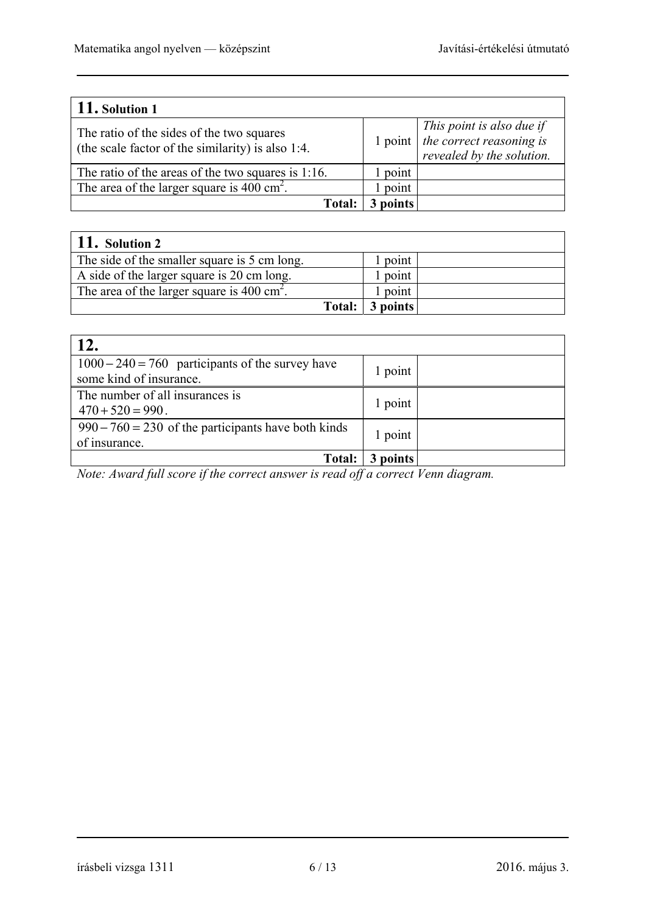| **11.** Solution 1 | | |
|---|---|---|
| The ratio of the sides of the two squares (the scale factor of the similarity) is also 1:4. | 1 point | *This point is also due if the correct reasoning is revealed by the solution.* |
| The ratio of the areas of the two squares is 1:16. | 1 point | |
| The area of the larger square is 400 cm$^2$. | 1 point | |
| **Total:** | **3 points** | |

| **11.** Solution 2 | | |
|---|---|---|
| The side of the smaller square is 5 cm long. | 1 point | |
| A side of the larger square is 20 cm long. | 1 point | |
| The area of the larger square is 400 cm$^2$. | 1 point | |
| **Total:** | **3 points** | |

| **12.** | | |
|---|---|---|
| $1000 - 240 = 760$ participants of the survey have some kind of insurance. | 1 point | |
| The number of all insurances is $470 + 520 = 990$. | 1 point | |
| $990 - 760 = 230$ of the participants have both kinds of insurance. | 1 point | |
| **Total:** | **3 points** | |

*Note: Award full score if the correct answer is read off a correct Venn diagram.*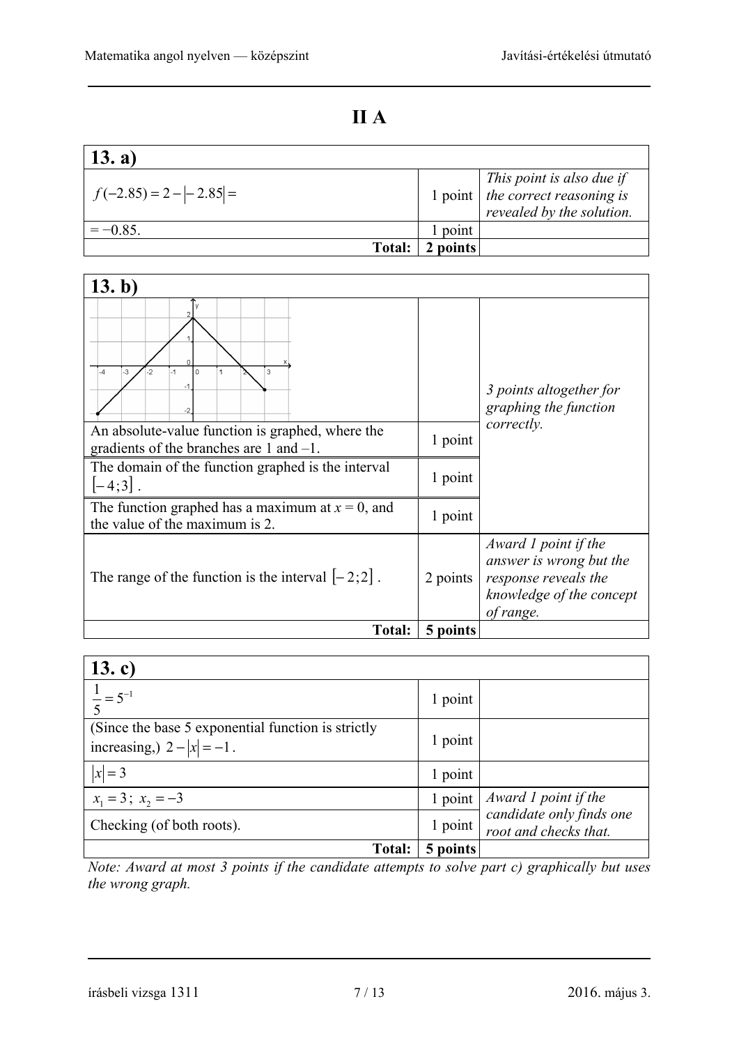# II A

| 13. a) | | |
|---|---|---|
| $f(-2.85) = 2 - \lvert -2.85 \rvert =$ | 1 point | *This point is also due if the correct reasoning is revealed by the solution.* |
| $= -0.85$. | 1 point | |
| **Total:** | **2 points** | |

| 13. b) | | |
|---|---|---|
| (graph) | | *3 points altogether for graphing the function correctly.* |
| An absolute-value function is graphed, where the gradients of the branches are 1 and –1. | 1 point | |
| The domain of the function graphed is the interval $[-4;3]$. | 1 point | |
| The function graphed has a maximum at $x = 0$, and the value of the maximum is 2. | 1 point | |
| The range of the function is the interval $[-2;2]$. | 2 points | *Award 1 point if the answer is wrong but the response reveals the knowledge of the concept of range.* |
| **Total:** | **5 points** | |

| 13. c) | | |
|---|---|---|
| $\frac{1}{5} = 5^{-1}$ | 1 point | |
| (Since the base 5 exponential function is strictly increasing,) $2 - \lvert x \rvert = -1$. | 1 point | |
| $\lvert x \rvert = 3$ | 1 point | |
| $x_1 = 3$; $x_2 = -3$ | 1 point | *Award 1 point if the candidate only finds one root and checks that.* |
| Checking (of both roots). | 1 point | |
| **Total:** | **5 points** | |

*Note: Award at most 3 points if the candidate attempts to solve part c) graphically but uses the wrong graph.*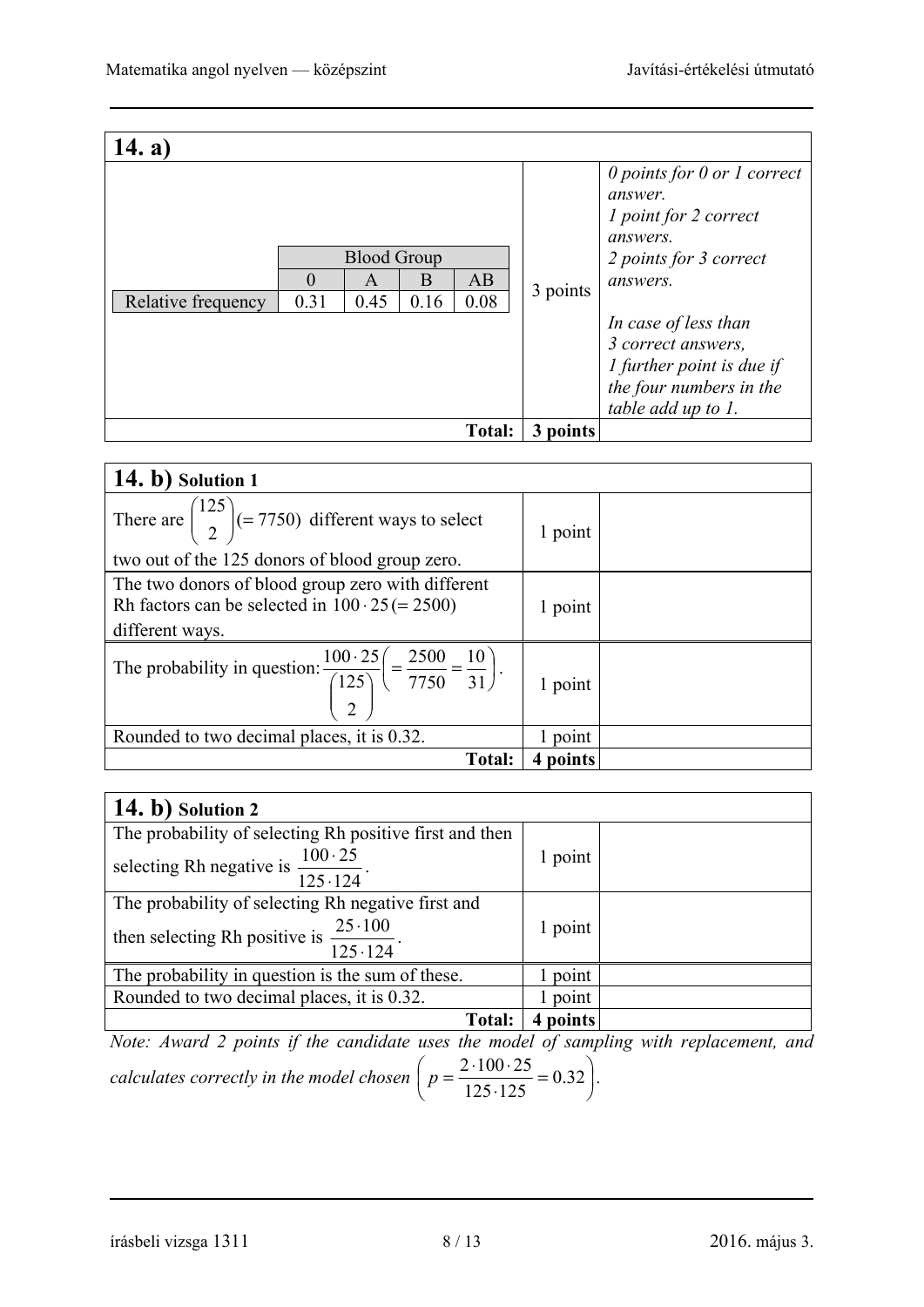| **14. a)** | | |
|---|---|---|
| <table><tr><td></td><td colspan="4">Blood Group</td></tr><tr><td></td><td>0</td><td>A</td><td>B</td><td>AB</td></tr><tr><td>Relative frequency</td><td>0.31</td><td>0.45</td><td>0.16</td><td>0.08</td></tr></table> | 3 points | *0 points for 0 or 1 correct answer. 1 point for 2 correct answers. 2 points for 3 correct answers. In case of less than 3 correct answers, 1 further point is due if the four numbers in the table add up to 1.* |
| **Total:** | **3 points** | |

Blood Group table:

| | Blood Group | | | |
|---|---|---|---|---|
| | 0 | A | B | AB |
| Relative frequency | 0.31 | 0.45 | 0.16 | 0.08 |

| **14. b) Solution 1** | | |
|---|---|---|
| There are $\binom{125}{2}(= 7750)$ different ways to select two out of the 125 donors of blood group zero. | 1 point | |
| The two donors of blood group zero with different Rh factors can be selected in $100 \cdot 25 (= 2500)$ different ways. | 1 point | |
| The probability in question: $\frac{100 \cdot 25}{\binom{125}{2}} \left(= \frac{2500}{7750} = \frac{10}{31}\right)$. | 1 point | |
| Rounded to two decimal places, it is 0.32. | 1 point | |
| **Total:** | **4 points** | |

| **14. b) Solution 2** | | |
|---|---|---|
| The probability of selecting Rh positive first and then selecting Rh negative is $\frac{100 \cdot 25}{125 \cdot 124}$. | 1 point | |
| The probability of selecting Rh negative first and then selecting Rh positive is $\frac{25 \cdot 100}{125 \cdot 124}$. | 1 point | |
| The probability in question is the sum of these. | 1 point | |
| Rounded to two decimal places, it is 0.32. | 1 point | |
| **Total:** | **4 points** | |

*Note: Award 2 points if the candidate uses the model of sampling with replacement, and calculates correctly in the model chosen* $\left(p = \frac{2 \cdot 100 \cdot 25}{125 \cdot 125} = 0.32\right)$.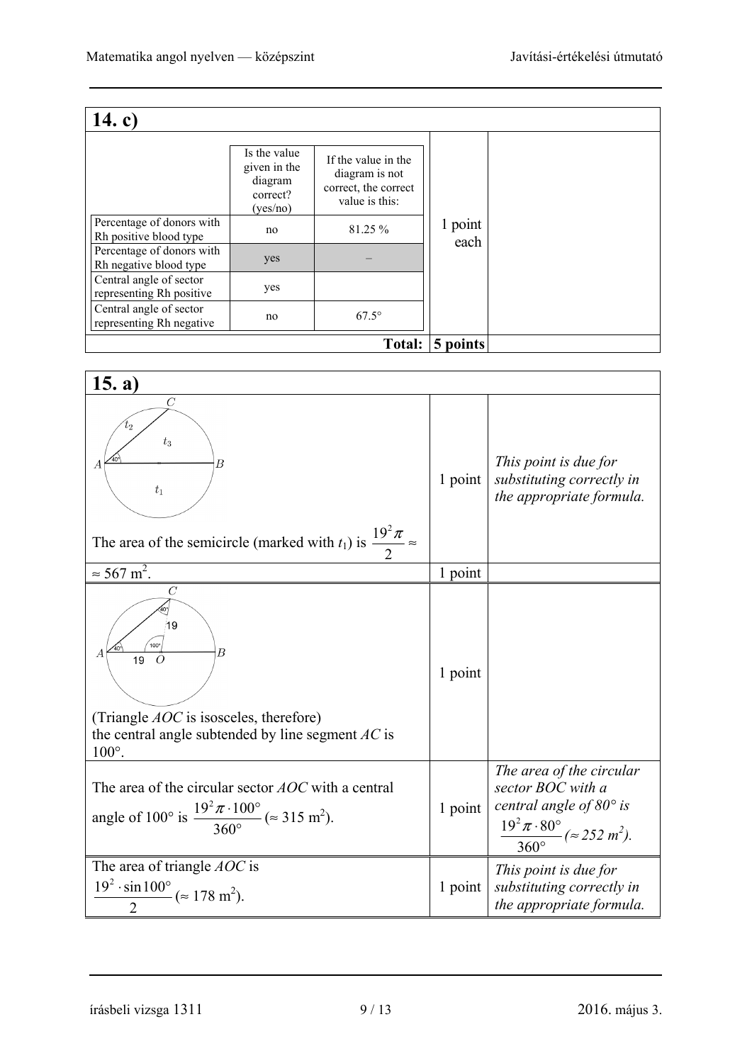## 14. c)

|  | Is the value given in the diagram correct? (yes/no) | If the value in the diagram is not correct, the correct value is this: | | |
|---|---|---|---|---|
| Percentage of donors with Rh positive blood type | no | 81.25 % | 1 point each | |
| Percentage of donors with Rh negative blood type | yes | – | | |
| Central angle of sector representing Rh positive | yes | | | |
| Central angle of sector representing Rh negative | no | 67.5° | | |
| | | **Total:** | **5 points** | |

## 15. a)

| | | |
|---|---|---|
| The area of the semicircle (marked with $t_1$) is $\frac{19^2\pi}{2} \approx$ | 1 point | *This point is due for substituting correctly in the appropriate formula.* |
| $\approx 567\ \text{m}^2$. | 1 point | |
| (Triangle $AOC$ is isosceles, therefore) the central angle subtended by line segment $AC$ is 100°. | 1 point | |
| The area of the circular sector $AOC$ with a central angle of 100° is $\frac{19^2\pi\cdot 100°}{360°}$ ($\approx 315\ \text{m}^2$). | 1 point | *The area of the circular sector BOC with a central angle of 80° is* $\frac{19^2\pi\cdot 80°}{360°}$ *(≈ 252 m²).* |
| The area of triangle $AOC$ is $\frac{19^2\cdot\sin 100°}{2}$ ($\approx 178\ \text{m}^2$). | 1 point | *This point is due for substituting correctly in the appropriate formula.* |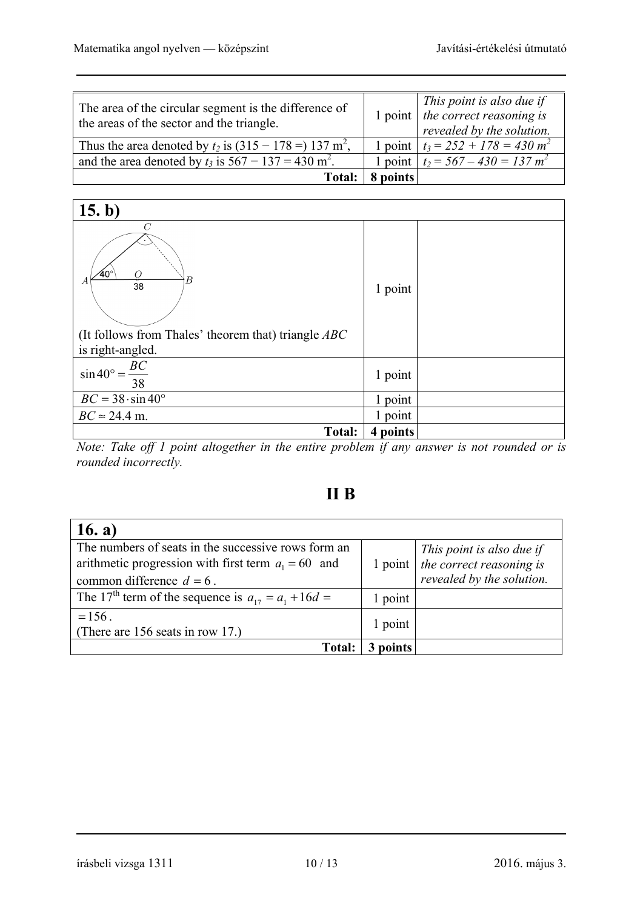| | | |
|---|---|---|
| The area of the circular segment is the difference of the areas of the sector and the triangle. | 1 point | *This point is also due if the correct reasoning is revealed by the solution.* |
| Thus the area denoted by $t_2$ is (315 − 178 =) 137 m$^2$, | 1 point | *$t_3 = 252 + 178 = 430$ m$^2$* |
| and the area denoted by $t_3$ is 567 − 137 = 430 m$^2$. | 1 point | *$t_2 = 567 – 430 = 137$ m$^2$* |
| **Total:** | **8 points** | |

| **15. b)** | | |
|---|---|---|
| C, A, 40°, O, 38, B (figure) (It follows from Thales' theorem that) triangle $ABC$ is right-angled. | 1 point | |
| $\sin 40° = \frac{BC}{38}$ | 1 point | |
| $BC = 38 \cdot \sin 40°$ | 1 point | |
| $BC \approx 24.4$ m. | 1 point | |
| **Total:** | **4 points** | |

*Note: Take off 1 point altogether in the entire problem if any answer is not rounded or is rounded incorrectly.*

## II B

| **16. a)** | | |
|---|---|---|
| The numbers of seats in the successive rows form an arithmetic progression with first term $a_1 = 60$ and common difference $d = 6$. | 1 point | *This point is also due if the correct reasoning is revealed by the solution.* |
| The 17th term of the sequence is $a_{17} = a_1 + 16d =$ | 1 point | |
| $= 156$. (There are 156 seats in row 17.) | 1 point | |
| **Total:** | **3 points** | |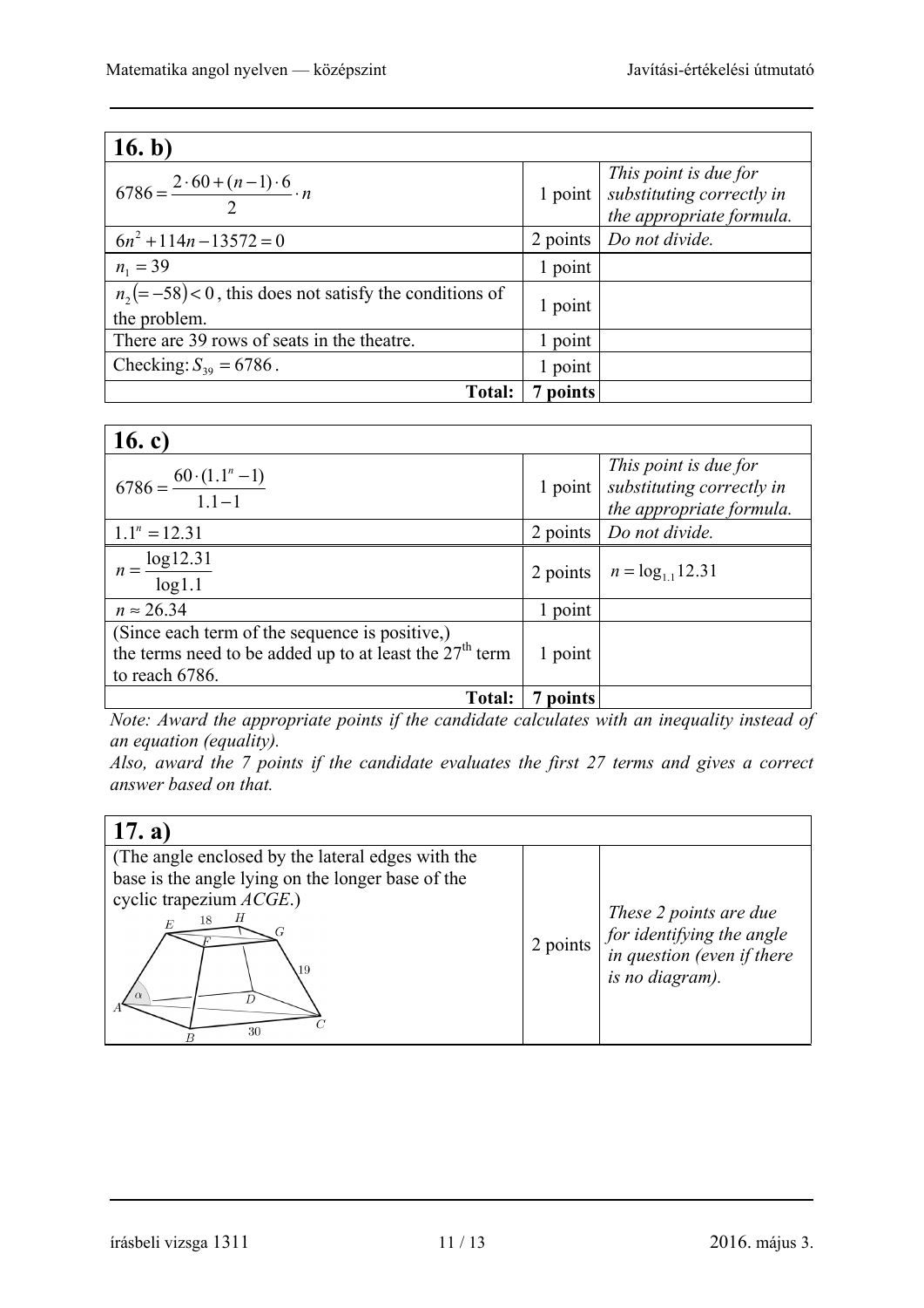| **16. b)** | | |
|---|---|---|
| $6786 = \frac{2 \cdot 60 + (n-1) \cdot 6}{2} \cdot n$ | 1 point | *This point is due for substituting correctly in the appropriate formula.* |
| $6n^2 + 114n - 13572 = 0$ | 2 points | *Do not divide.* |
| $n_1 = 39$ | 1 point | |
| $n_2 (= -58) < 0$, this does not satisfy the conditions of the problem. | 1 point | |
| There are 39 rows of seats in the theatre. | 1 point | |
| Checking: $S_{39} = 6786$. | 1 point | |
| **Total:** | **7 points** | |

| **16. c)** | | |
|---|---|---|
| $6786 = \frac{60 \cdot (1.1^n - 1)}{1.1 - 1}$ | 1 point | *This point is due for substituting correctly in the appropriate formula.* |
| $1.1^n = 12.31$ | 2 points | *Do not divide.* |
| $n = \frac{\log 12.31}{\log 1.1}$ | 2 points | $n = \log_{1.1} 12.31$ |
| $n \approx 26.34$ | 1 point | |
| (Since each term of the sequence is positive,) the terms need to be added up to at least the 27th term to reach 6786. | 1 point | |
| **Total:** | **7 points** | |

*Note: Award the appropriate points if the candidate calculates with an inequality instead of an equation (equality).*

*Also, award the 7 points if the candidate evaluates the first 27 terms and gives a correct answer based on that.*

| **17. a)** | | |
|---|---|---|
| (The angle enclosed by the lateral edges with the base is the angle lying on the longer base of the cyclic trapezium *ACGE*.) | 2 points | *These 2 points are due for identifying the angle in question (even if there is no diagram).* |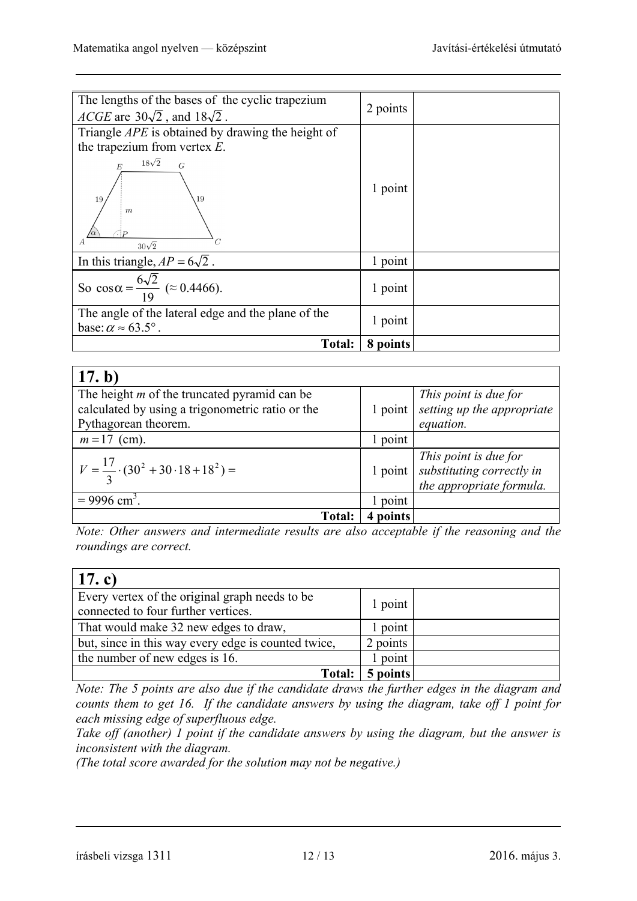| | | |
|---|---|---|
| The lengths of the bases of the cyclic trapezium *ACGE* are $30\sqrt{2}$, and $18\sqrt{2}$. | 2 points | |
| Triangle *APE* is obtained by drawing the height of the trapezium from vertex *E*. | 1 point | |
| In this triangle, $AP = 6\sqrt{2}$. | 1 point | |
| So $\cos\alpha = \frac{6\sqrt{2}}{19}$ ($\approx 0.4466$). | 1 point | |
| The angle of the lateral edge and the plane of the base: $\alpha \approx 63.5°$. | 1 point | |
| **Total:** | **8 points** | |

## 17. b)

| | | |
|---|---|---|
| The height *m* of the truncated pyramid can be calculated by using a trigonometric ratio or the Pythagorean theorem. | 1 point | *This point is due for setting up the appropriate equation.* |
| $m = 17$ (cm). | 1 point | |
| $V = \frac{17}{3} \cdot (30^2 + 30 \cdot 18 + 18^2) =$ | 1 point | *This point is due for substituting correctly in the appropriate formula.* |
| $= 9996$ cm$^3$. | 1 point | |
| **Total:** | **4 points** | |

*Note: Other answers and intermediate results are also acceptable if the reasoning and the roundings are correct.*

## 17. c)

| | | |
|---|---|---|
| Every vertex of the original graph needs to be connected to four further vertices. | 1 point | |
| That would make 32 new edges to draw, | 1 point | |
| but, since in this way every edge is counted twice, | 2 points | |
| the number of new edges is 16. | 1 point | |
| **Total:** | **5 points** | |

*Note: The 5 points are also due if the candidate draws the further edges in the diagram and counts them to get 16. If the candidate answers by using the diagram, take off 1 point for each missing edge of superfluous edge.*

*Take off (another) 1 point if the candidate answers by using the diagram, but the answer is inconsistent with the diagram.*

*(The total score awarded for the solution may not be negative.)*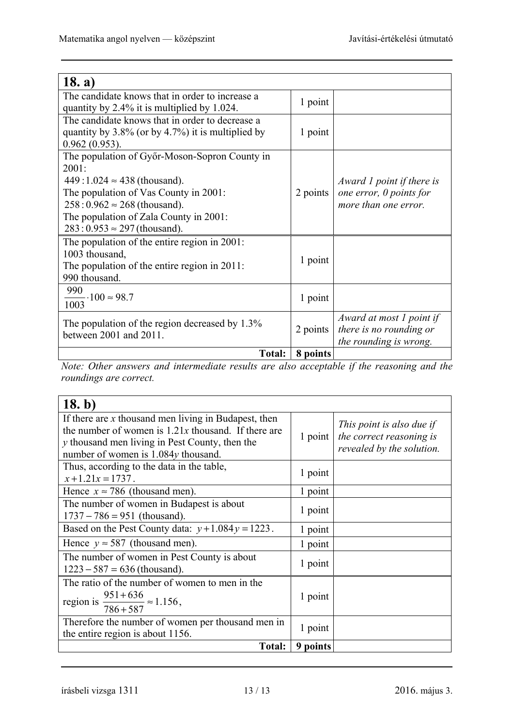| 18. a) | | |
|---|---|---|
| The candidate knows that in order to increase a quantity by 2.4% it is multiplied by 1.024. | 1 point | |
| The candidate knows that in order to decrease a quantity by 3.8% (or by 4.7%) it is multiplied by 0.962 (0.953). | 1 point | |
| The population of Győr-Moson-Sopron County in 2001: $449 : 1.024 \approx 438$ (thousand). The population of Vas County in 2001: $258 : 0.962 \approx 268$ (thousand). The population of Zala County in 2001: $283 : 0.953 \approx 297$ (thousand). | 2 points | *Award 1 point if there is one error, 0 points for more than one error.* |
| The population of the entire region in 2001: 1003 thousand, The population of the entire region in 2011: 990 thousand. | 1 point | |
| $\frac{990}{1003} \cdot 100 \approx 98.7$ | 1 point | |
| The population of the region decreased by 1.3% between 2001 and 2011. | 2 points | *Award at most 1 point if there is no rounding or the rounding is wrong.* |
| **Total:** | **8 points** | |

*Note: Other answers and intermediate results are also acceptable if the reasoning and the roundings are correct.*

| 18. b) | | |
|---|---|---|
| If there are $x$ thousand men living in Budapest, then the number of women is $1.21x$ thousand. If there are $y$ thousand men living in Pest County, then the number of women is $1.084y$ thousand. | 1 point | *This point is also due if the correct reasoning is revealed by the solution.* |
| Thus, according to the data in the table, $x + 1.21x = 1737$. | 1 point | |
| Hence $x \approx 786$ (thousand men). | 1 point | |
| The number of women in Budapest is about $1737 - 786 = 951$ (thousand). | 1 point | |
| Based on the Pest County data: $y + 1.084y = 1223$. | 1 point | |
| Hence $y \approx 587$ (thousand men). | 1 point | |
| The number of women in Pest County is about $1223 - 587 = 636$ (thousand). | 1 point | |
| The ratio of the number of women to men in the region is $\frac{951 + 636}{786 + 587} \approx 1.156$, | 1 point | |
| Therefore the number of women per thousand men in the entire region is about 1156. | 1 point | |
| **Total:** | **9 points** | |